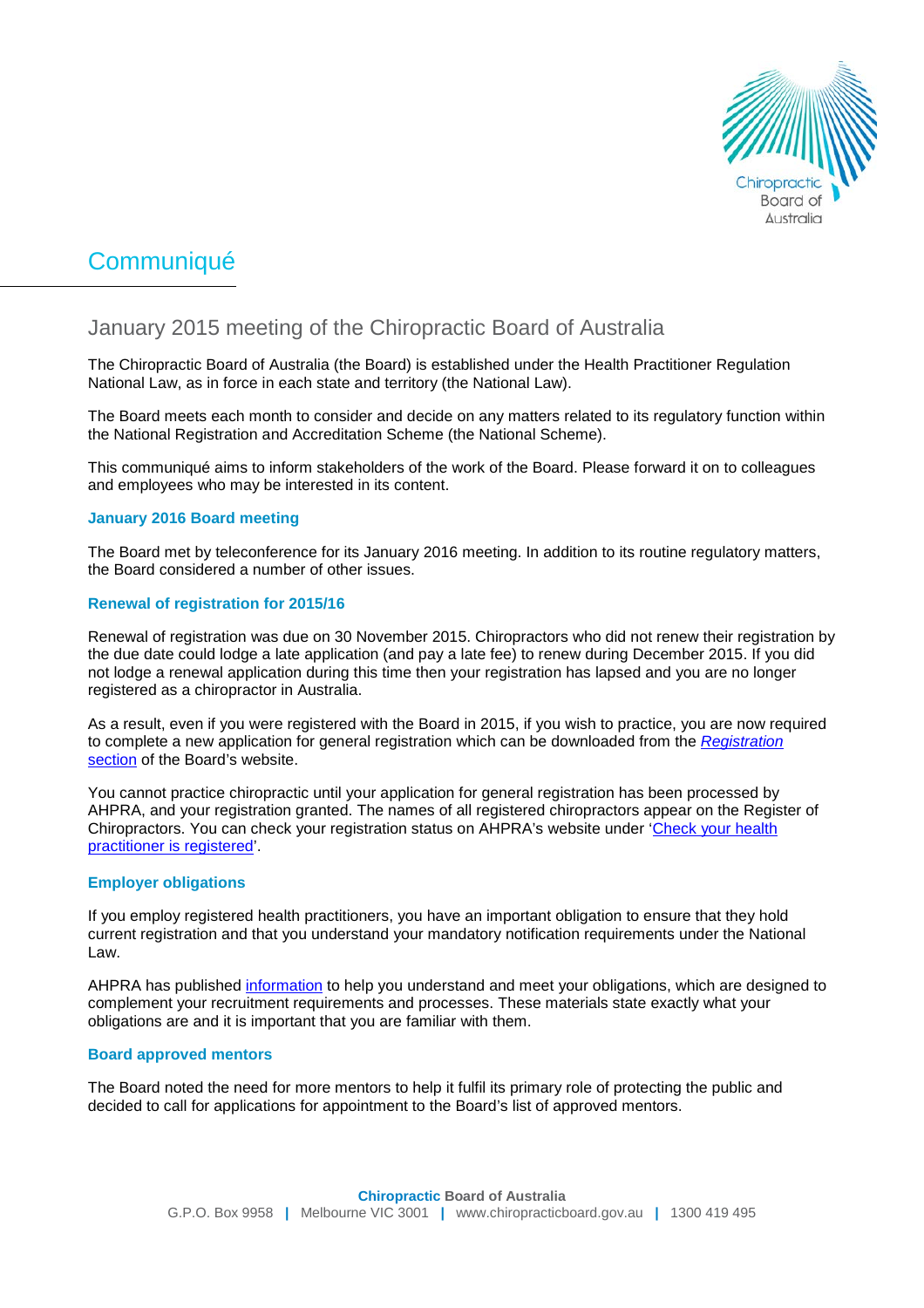# Communiqué

## January 2015 meeting of the Chiropractic Board of Australia

The Chiropractic Board of Australia (the Board) is established under the Health Practitioner Regulation National Law, as in force in each state and territory (the National Law).

The Board meets each month to consider and decide on any matters related to its regulatory function within the National Registration and Accreditation Scheme (the National Scheme).

This communiqué aims to inform stakeholders of the work of the Board. Please forward it on to colleagues and employees who may be interested in its content.

### January 2016 Board meeting

The Board met by teleconference for its January 2016 meeting. In addition to its routine regulatory matters, the Board considered a number of other issues.

### Renewal of registration for 2015/16

Renewal of registration was due on 30 November 2015. Chiropractors who did not renew their registration by the due date could lodge a late application (and pay a late fee) to renew during December 2015. If you did not lodge a renewal application during this time then your registration has lapsed and you are no longer registered as a chiropractor in Australia.

As a result, even if you were registered with the Board in 2015, if you wish to practice, you are now required to complete a new application for general registration which can be downloaded from the *Registration* section of the Board's website.

You cannot practice chiropractic until your application for general registration has been processed by AHPRA, and your registration granted. The names of all registered chiropractors appear on the Register of Chiropractors. You can check your registration status on AHPRA's website under 'Check your health practitioner is registered'.

### Employer obligations

If you employ registered health practitioners, you have an important obligation to ensure that they hold current registration and that you understand your mandatory notification requirements under the National Law.

AHPRA has published information to help you understand and meet your obligations, which are designed to complement your recruitment requirements and processes. These materials state exactly what your obligations are and it is important that you are familiar with them.

### Board approved mentors

The Board noted the need for more mentors to help it fulfil its primary role of protecting the public and decided to call for applications for appointment to the Board's list of approved mentors.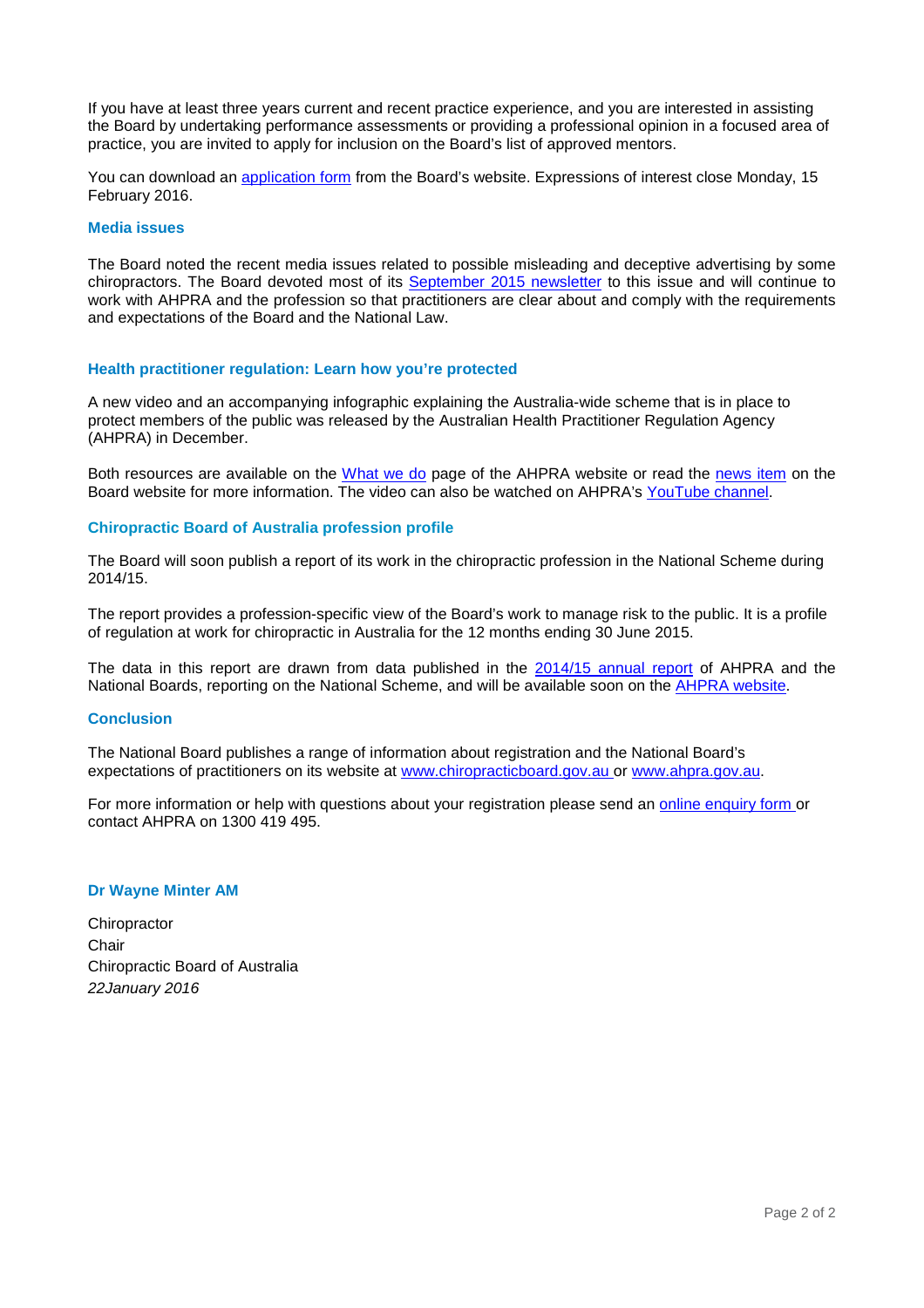If you have at least three years current and recent practice experience, and you are interested in assisting the Board by undertaking performance assessments or providing a professional opinion in a focused area of practice, you are invited to apply for inclusion on the Board's list of approved mentors.

You can download an application form from the Board's website. Expressions of interest close Monday, 15 February 2016.

### Media issues

The Board noted the recent media issues related to possible misleading and deceptive advertising by some chiropractors. The Board devoted most of its September 2015 newsletter to this issue and will continue to work with AHPRA and the profession so that practitioners are clear about and comply with the requirements and expectations of the Board and the National Law.

### Health practitioner regulation: Learn how you're protected

A new video and an accompanying infographic explaining the Australia-wide scheme that is in place to protect members of the public was released by the Australian Health Practitioner Regulation Agency (AHPRA) in December.

Both resources are available on the What we do page of the AHPRA website or read the news item on the Board website for more information. The video can also be watched on AHPRA's YouTube channel.

### Chiropractic Board of Australia profession profile

The Board will soon publish a report of its work in the chiropractic profession in the National Scheme during 2014/15.

The report provides a profession-specific view of the Board's work to manage risk to the public. It is a profile of regulation at work for chiropractic in Australia for the 12 months ending 30 June 2015.

The data in this report are drawn from data published in the 2014/15 annual report of AHPRA and the National Boards, reporting on the National Scheme, and will be available soon on the AHPRA website.

### Conclusion

The National Board publishes a range of information about registration and the National Board's expectations of practitioners on its website at www.chiropracticboard.gov.au or www.ahpra.gov.au.

For more information or help with questions about your registration please send an online enquiry form or contact AHPRA on 1300 419 495.

**Dr Wayne Minter AM**

Chiropractor
Chair
Chiropractic Board of Australia
*22January 2016*